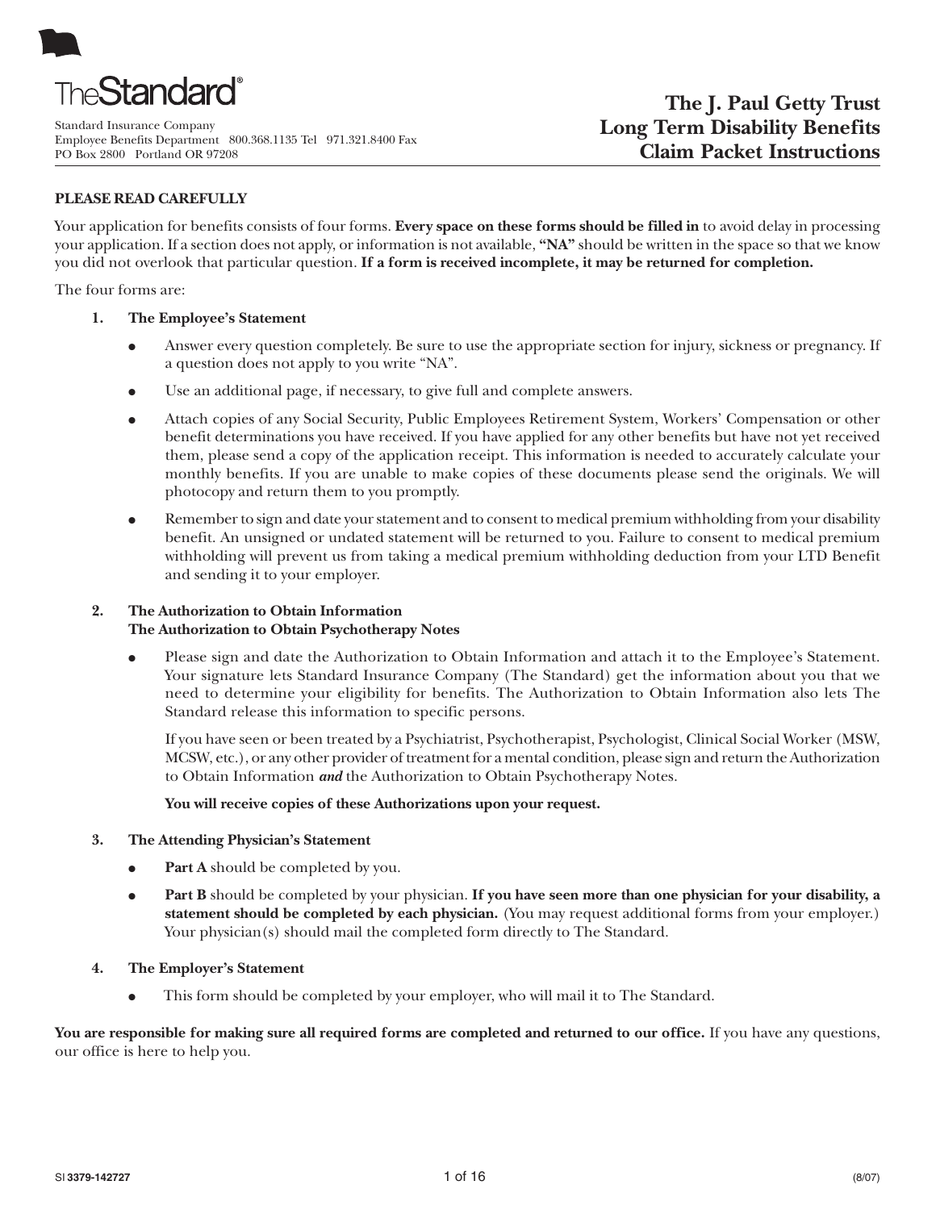TheStandard®

Standard Insurance Company
Employee Benefits Department 800.368.1135 Tel 971.321.8400 Fax
PO Box 2800 Portland OR 97208

# The J. Paul Getty Trust Long Term Disability Benefits Claim Packet Instructions

**PLEASE READ CAREFULLY**

Your application for benefits consists of four forms. **Every space on these forms should be filled in** to avoid delay in processing your application. If a section does not apply, or information is not available, **"NA"** should be written in the space so that we know you did not overlook that particular question. **If a form is received incomplete, it may be returned for completion.**

The four forms are:

1. **The Employee's Statement**
   - Answer every question completely. Be sure to use the appropriate section for injury, sickness or pregnancy. If a question does not apply to you write "NA".
   - Use an additional page, if necessary, to give full and complete answers.
   - Attach copies of any Social Security, Public Employees Retirement System, Workers' Compensation or other benefit determinations you have received. If you have applied for any other benefits but have not yet received them, please send a copy of the application receipt. This information is needed to accurately calculate your monthly benefits. If you are unable to make copies of these documents please send the originals. We will photocopy and return them to you promptly.
   - Remember to sign and date your statement and to consent to medical premium withholding from your disability benefit. An unsigned or undated statement will be returned to you. Failure to consent to medical premium withholding will prevent us from taking a medical premium withholding deduction from your LTD Benefit and sending it to your employer.

2. **The Authorization to Obtain Information**
   **The Authorization to Obtain Psychotherapy Notes**
   - Please sign and date the Authorization to Obtain Information and attach it to the Employee's Statement. Your signature lets Standard Insurance Company (The Standard) get the information about you that we need to determine your eligibility for benefits. The Authorization to Obtain Information also lets The Standard release this information to specific persons.

     If you have seen or been treated by a Psychiatrist, Psychotherapist, Psychologist, Clinical Social Worker (MSW, MCSW, etc.), or any other provider of treatment for a mental condition, please sign and return the Authorization to Obtain Information ***and*** the Authorization to Obtain Psychotherapy Notes.

     **You will receive copies of these Authorizations upon your request.**

3. **The Attending Physician's Statement**
   - **Part A** should be completed by you.
   - **Part B** should be completed by your physician. **If you have seen more than one physician for your disability, a statement should be completed by each physician.** (You may request additional forms from your employer.) Your physician(s) should mail the completed form directly to The Standard.

4. **The Employer's Statement**
   - This form should be completed by your employer, who will mail it to The Standard.

**You are responsible for making sure all required forms are completed and returned to our office.** If you have any questions, our office is here to help you.

SI 3379-142727 (8/07)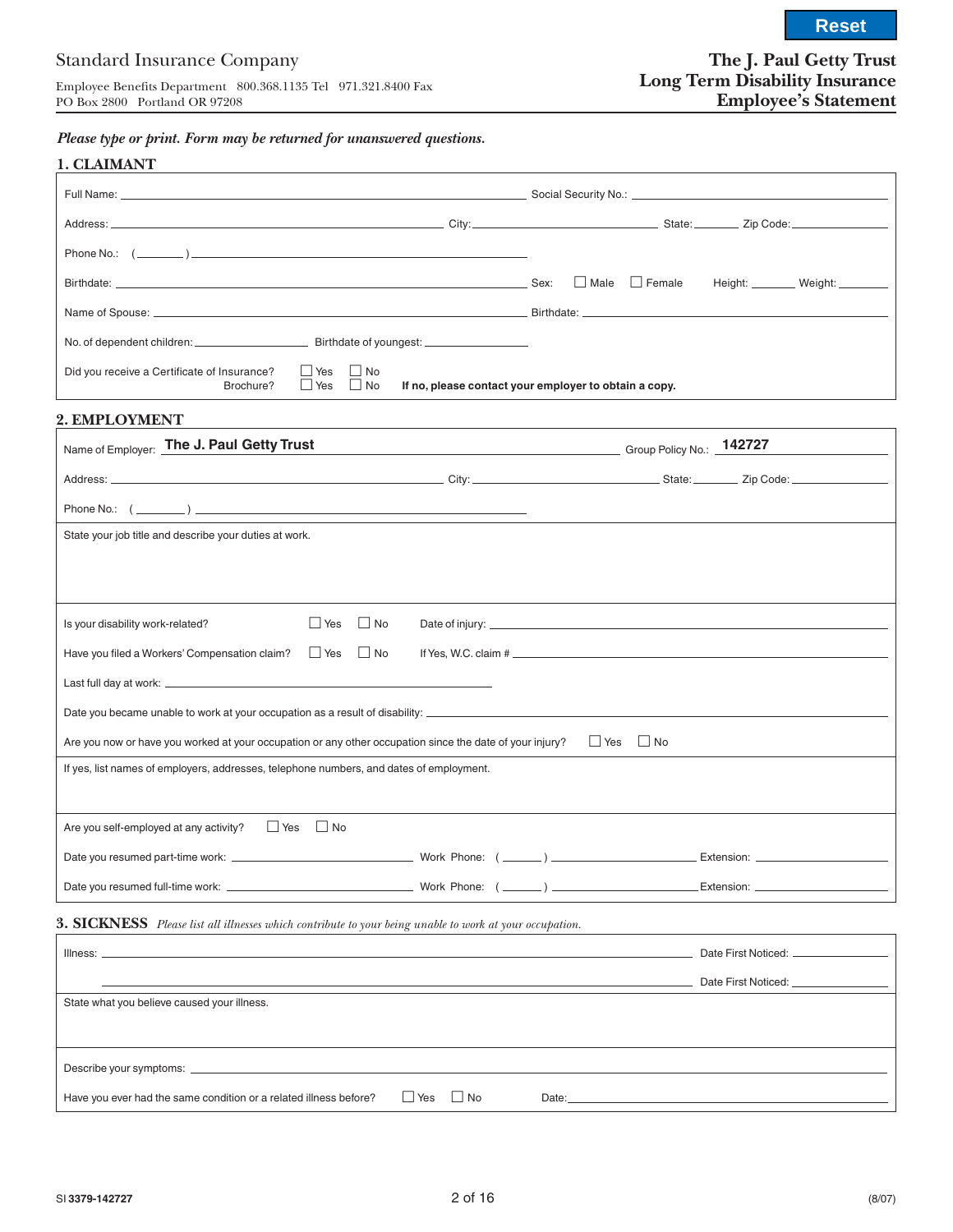Standard Insurance Company

Employee Benefits Department 800.368.1135 Tel 971.321.8400 Fax
PO Box 2800 Portland OR 97208

# The J. Paul Getty Trust Long Term Disability Insurance Employee's Statement

*Please type or print. Form may be returned for unanswered questions.*

## 1. CLAIMANT

Full Name: ______________________ Social Security No.: ______________________

Address: ______________________ City: ______________________ State: ________ Zip Code: ________

Phone No.: ( ________ ) ______________________

Birthdate: ______________________ Sex: ☐ Male ☐ Female Height: ________ Weight: ________

Name of Spouse: ______________________ Birthdate: ______________________

No. of dependent children: ______________ Birthdate of youngest: ______________

Did you receive a Certificate of Insurance? ☐ Yes ☐ No
Brochure? ☐ Yes ☐ No **If no, please contact your employer to obtain a copy.**

## 2. EMPLOYMENT

Name of Employer: **The J. Paul Getty Trust** Group Policy No.: **142727**

Address: ______________________ City: ______________________ State: ________ Zip Code: ________

Phone No.: ( ________ ) ______________________

State your job title and describe your duties at work.

Is your disability work-related? ☐ Yes ☐ No Date of injury: ______________________

Have you filed a Workers' Compensation claim? ☐ Yes ☐ No If Yes, W.C. claim # ______________________

Last full day at work: ______________________

Date you became unable to work at your occupation as a result of disability: ______________________

Are you now or have you worked at your occupation or any other occupation since the date of your injury? ☐ Yes ☐ No

If yes, list names of employers, addresses, telephone numbers, and dates of employment.

Are you self-employed at any activity? ☐ Yes ☐ No

Date you resumed part-time work: ______________ Work Phone: ( ________ ) ______________ Extension: ________

Date you resumed full-time work: ______________ Work Phone: ( ________ ) ______________ Extension: ________

## 3. SICKNESS *Please list all illnesses which contribute to your being unable to work at your occupation.*

Illness: ______________________ Date First Noticed: ______________

______________________ Date First Noticed: ______________

State what you believe caused your illness.

Describe your symptoms: ______________________

Have you ever had the same condition or a related illness before? ☐ Yes ☐ No Date: ______________________

SI **3379-142727** (8/07)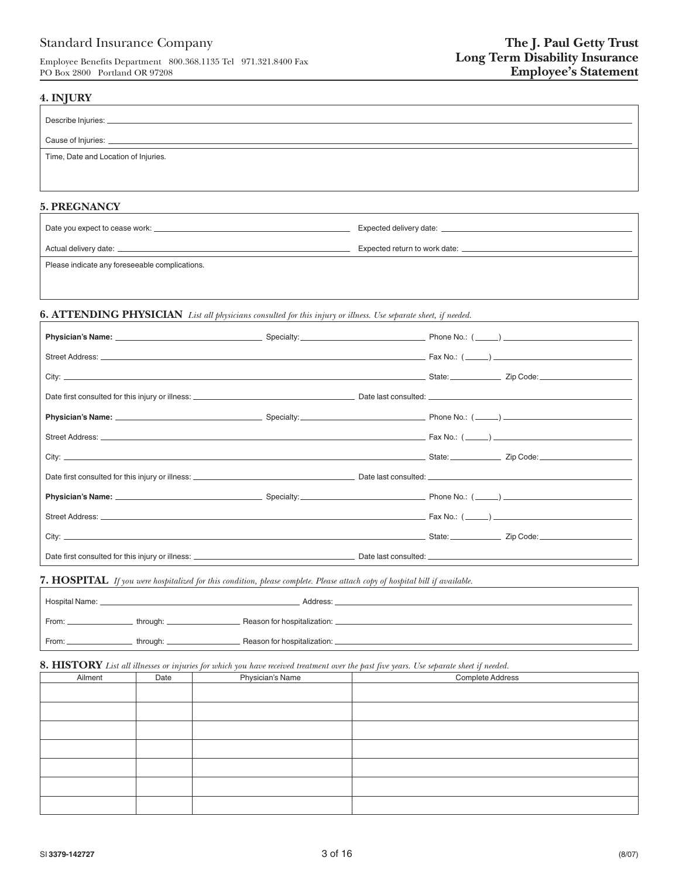Standard Insurance Company

Employee Benefits Department 800.368.1135 Tel 971.321.8400 Fax
PO Box 2800 Portland OR 97208

**The J. Paul Getty Trust**
**Long Term Disability Insurance**
**Employee's Statement**

## 4. INJURY

Describe Injuries: ____________________

Cause of Injuries: ____________________

Time, Date and Location of Injuries.

## 5. PREGNANCY

Date you expect to cease work: ____________________ Expected delivery date: ____________________

Actual delivery date: ____________________ Expected return to work date: ____________________

Please indicate any foreseeable complications.

## 6. ATTENDING PHYSICIAN *List all physicians consulted for this injury or illness. Use separate sheet, if needed.*

**Physician's Name:** ____________________ Specialty: ____________________ Phone No.: ( ) ____________________

Street Address: ____________________ Fax No.: ( ) ____________________

City: ____________________ State: __________ Zip Code: ____________________

Date first consulted for this injury or illness: ____________________ Date last consulted: ____________________

**Physician's Name:** ____________________ Specialty: ____________________ Phone No.: ( ) ____________________

Street Address: ____________________ Fax No.: ( ) ____________________

City: ____________________ State: __________ Zip Code: ____________________

Date first consulted for this injury or illness: ____________________ Date last consulted: ____________________

**Physician's Name:** ____________________ Specialty: ____________________ Phone No.: ( ) ____________________

Street Address: ____________________ Fax No.: ( ) ____________________

City: ____________________ State: __________ Zip Code: ____________________

Date first consulted for this injury or illness: ____________________ Date last consulted: ____________________

## 7. HOSPITAL *If you were hospitalized for this condition, please complete. Please attach copy of hospital bill if available.*

Hospital Name: ____________________ Address: ____________________

From: __________ through: __________ Reason for hospitalization: ____________________

From: __________ through: __________ Reason for hospitalization: ____________________

## 8. HISTORY *List all illnesses or injuries for which you have received treatment over the past five years. Use separate sheet if needed.*

| Ailment | Date | Physician's Name | Complete Address |
|---|---|---|---|
| | | | |
| | | | |
| | | | |
| | | | |
| | | | |
| | | | |
| | | | |

SI **3379-142727** (8/07)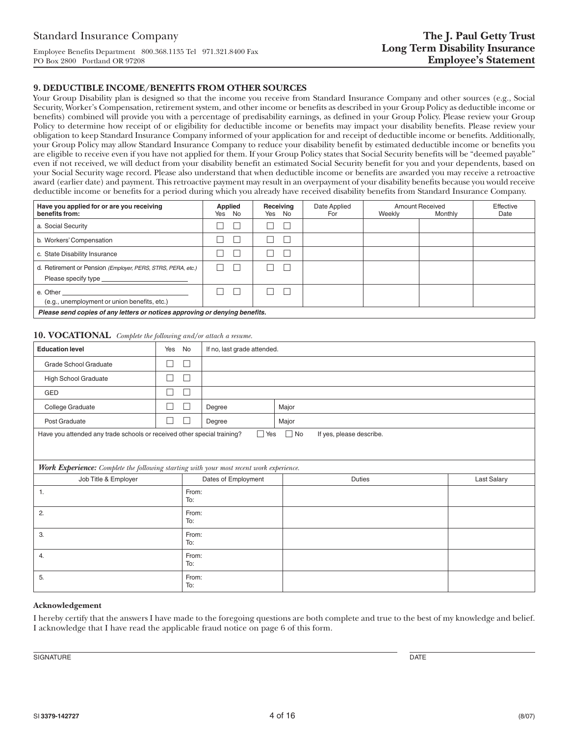Standard Insurance Company

Employee Benefits Department 800.368.1135 Tel 971.321.8400 Fax
PO Box 2800 Portland OR 97208

**The J. Paul Getty Trust**
**Long Term Disability Insurance**
**Employee's Statement**

### 9. DEDUCTIBLE INCOME/BENEFITS FROM OTHER SOURCES

Your Group Disability plan is designed so that the income you receive from Standard Insurance Company and other sources (e.g., Social Security, Worker's Compensation, retirement system, and other income or benefits as described in your Group Policy as deductible income or benefits) combined will provide you with a percentage of predisability earnings, as defined in your Group Policy. Please review your Group Policy to determine how receipt of or eligibility for deductible income or benefits may impact your disability benefits. Please review your obligation to keep Standard Insurance Company informed of your application for and receipt of deductible income or benefits. Additionally, your Group Policy may allow Standard Insurance Company to reduce your disability benefit by estimated deductible income or benefits you are eligible to receive even if you have not applied for them. If your Group Policy states that Social Security benefits will be "deemed payable" even if not received, we will deduct from your disability benefit an estimated Social Security benefit for you and your dependents, based on your Social Security wage record. Please also understand that when deductible income or benefits are awarded you may receive a retroactive award (earlier date) and payment. This retroactive payment may result in an overpayment of your disability benefits because you would receive deductible income or benefits for a period during which you already have received disability benefits from Standard Insurance Company.

| Have you applied for or are you receiving benefits from: | Applied Yes | Applied No | Receiving Yes | Receiving No | Date Applied For | Amount Received Weekly | Amount Received Monthly | Effective Date |
|---|---|---|---|---|---|---|---|---|
| a. Social Security | ☐ | ☐ | ☐ | ☐ | | | | |
| b. Workers' Compensation | ☐ | ☐ | ☐ | ☐ | | | | |
| c. State Disability Insurance | ☐ | ☐ | ☐ | ☐ | | | | |
| d. Retirement or Pension *(Employer, PERS, STRS, PERA, etc.)* Please specify type ______ | ☐ | ☐ | ☐ | ☐ | | | | |
| e. Other ______ (e.g., unemployment or union benefits, etc.) | ☐ | ☐ | ☐ | ☐ | | | | |

***Please send copies of any letters or notices approving or denying benefits.***

### 10. VOCATIONAL *Complete the following and/or attach a resume.*

| Education level | Yes | No | If no, last grade attended. | |
|---|---|---|---|---|
| Grade School Graduate | ☐ | ☐ | | |
| High School Graduate | ☐ | ☐ | | |
| GED | ☐ | ☐ | | |
| College Graduate | ☐ | ☐ | Degree | Major |
| Post Graduate | ☐ | ☐ | Degree | Major |

Have you attended any trade schools or received other special training? ☐ Yes ☐ No If yes, please describe.

***Work Experience:*** *Complete the following starting with your most recent work experience.*

| Job Title & Employer | Dates of Employment | Duties | Last Salary |
|---|---|---|---|
| 1. | From: To: | | |
| 2. | From: To: | | |
| 3. | From: To: | | |
| 4. | From: To: | | |
| 5. | From: To: | | |

**Acknowledgement**

I hereby certify that the answers I have made to the foregoing questions are both complete and true to the best of my knowledge and belief. I acknowledge that I have read the applicable fraud notice on page 6 of this form.

SIGNATURE ______________________ DATE ______________

SI **3379-142727** (8/07)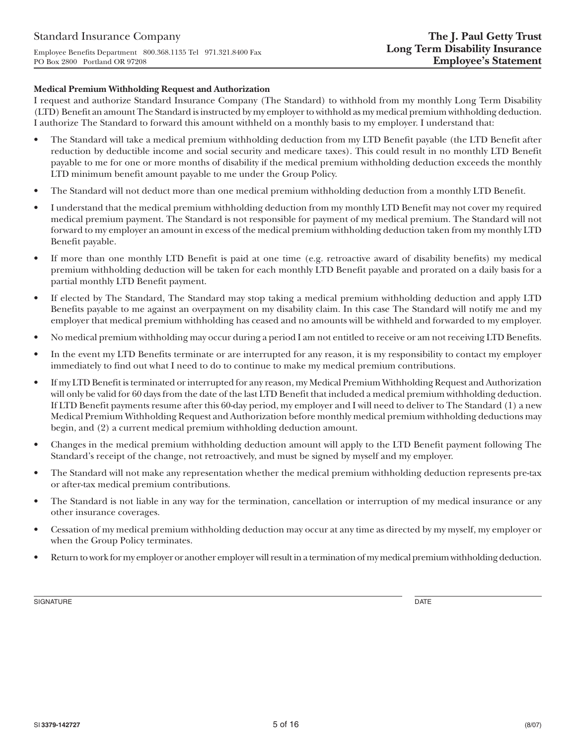Standard Insurance Company

Employee Benefits Department 800.368.1135 Tel 971.321.8400 Fax
PO Box 2800 Portland OR 97208

**The J. Paul Getty Trust**
**Long Term Disability Insurance**
**Employee's Statement**

**Medical Premium Withholding Request and Authorization**

I request and authorize Standard Insurance Company (The Standard) to withhold from my monthly Long Term Disability (LTD) Benefit an amount The Standard is instructed by my employer to withhold as my medical premium withholding deduction. I authorize The Standard to forward this amount withheld on a monthly basis to my employer. I understand that:

- The Standard will take a medical premium withholding deduction from my LTD Benefit payable (the LTD Benefit after reduction by deductible income and social security and medicare taxes). This could result in no monthly LTD Benefit payable to me for one or more months of disability if the medical premium withholding deduction exceeds the monthly LTD minimum benefit amount payable to me under the Group Policy.
- The Standard will not deduct more than one medical premium withholding deduction from a monthly LTD Benefit.
- I understand that the medical premium withholding deduction from my monthly LTD Benefit may not cover my required medical premium payment. The Standard is not responsible for payment of my medical premium. The Standard will not forward to my employer an amount in excess of the medical premium withholding deduction taken from my monthly LTD Benefit payable.
- If more than one monthly LTD Benefit is paid at one time (e.g. retroactive award of disability benefits) my medical premium withholding deduction will be taken for each monthly LTD Benefit payable and prorated on a daily basis for a partial monthly LTD Benefit payment.
- If elected by The Standard, The Standard may stop taking a medical premium withholding deduction and apply LTD Benefits payable to me against an overpayment on my disability claim. In this case The Standard will notify me and my employer that medical premium withholding has ceased and no amounts will be withheld and forwarded to my employer.
- No medical premium withholding may occur during a period I am not entitled to receive or am not receiving LTD Benefits.
- In the event my LTD Benefits terminate or are interrupted for any reason, it is my responsibility to contact my employer immediately to find out what I need to do to continue to make my medical premium contributions.
- If my LTD Benefit is terminated or interrupted for any reason, my Medical Premium Withholding Request and Authorization will only be valid for 60 days from the date of the last LTD Benefit that included a medical premium withholding deduction. If LTD Benefit payments resume after this 60-day period, my employer and I will need to deliver to The Standard (1) a new Medical Premium Withholding Request and Authorization before monthly medical premium withholding deductions may begin, and (2) a current medical premium withholding deduction amount.
- Changes in the medical premium withholding deduction amount will apply to the LTD Benefit payment following The Standard's receipt of the change, not retroactively, and must be signed by myself and my employer.
- The Standard will not make any representation whether the medical premium withholding deduction represents pre-tax or after-tax medical premium contributions.
- The Standard is not liable in any way for the termination, cancellation or interruption of my medical insurance or any other insurance coverages.
- Cessation of my medical premium withholding deduction may occur at any time as directed by my myself, my employer or when the Group Policy terminates.
- Return to work for my employer or another employer will result in a termination of my medical premium withholding deduction.

SIGNATURE ______________________ DATE ____________

SI 3379-142727 (8/07)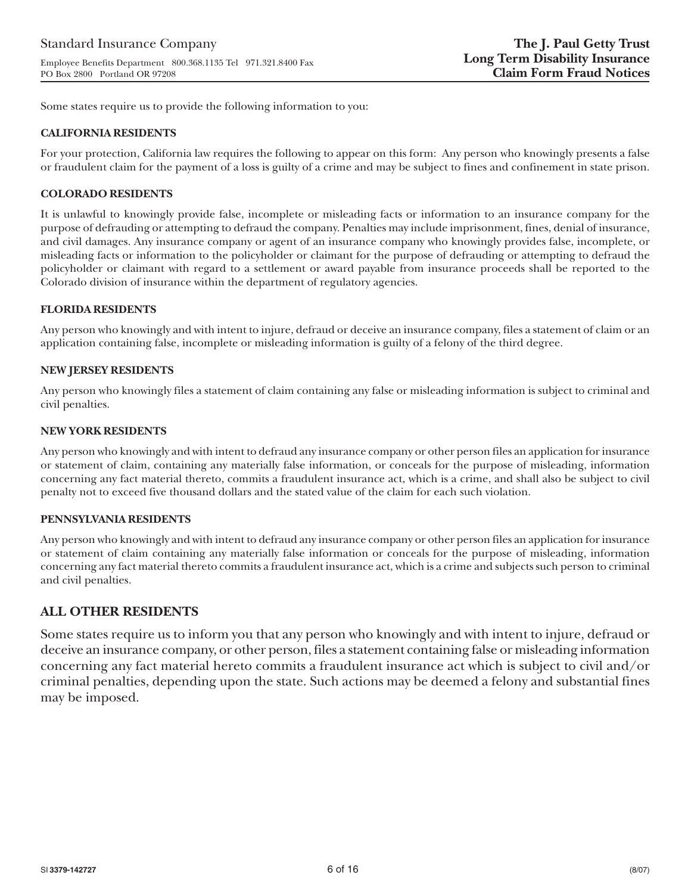Standard Insurance Company

Employee Benefits Department 800.368.1135 Tel 971.321.8400 Fax
PO Box 2800 Portland OR 97208

**The J. Paul Getty Trust**
**Long Term Disability Insurance**
**Claim Form Fraud Notices**

Some states require us to provide the following information to you:

### CALIFORNIA RESIDENTS

For your protection, California law requires the following to appear on this form: Any person who knowingly presents a false or fraudulent claim for the payment of a loss is guilty of a crime and may be subject to fines and confinement in state prison.

### COLORADO RESIDENTS

It is unlawful to knowingly provide false, incomplete or misleading facts or information to an insurance company for the purpose of defrauding or attempting to defraud the company. Penalties may include imprisonment, fines, denial of insurance, and civil damages. Any insurance company or agent of an insurance company who knowingly provides false, incomplete, or misleading facts or information to the policyholder or claimant for the purpose of defrauding or attempting to defraud the policyholder or claimant with regard to a settlement or award payable from insurance proceeds shall be reported to the Colorado division of insurance within the department of regulatory agencies.

### FLORIDA RESIDENTS

Any person who knowingly and with intent to injure, defraud or deceive an insurance company, files a statement of claim or an application containing false, incomplete or misleading information is guilty of a felony of the third degree.

### NEW JERSEY RESIDENTS

Any person who knowingly files a statement of claim containing any false or misleading information is subject to criminal and civil penalties.

### NEW YORK RESIDENTS

Any person who knowingly and with intent to defraud any insurance company or other person files an application for insurance or statement of claim, containing any materially false information, or conceals for the purpose of misleading, information concerning any fact material thereto, commits a fraudulent insurance act, which is a crime, and shall also be subject to civil penalty not to exceed five thousand dollars and the stated value of the claim for each such violation.

### PENNSYLVANIA RESIDENTS

Any person who knowingly and with intent to defraud any insurance company or other person files an application for insurance or statement of claim containing any materially false information or conceals for the purpose of misleading, information concerning any fact material thereto commits a fraudulent insurance act, which is a crime and subjects such person to criminal and civil penalties.

## ALL OTHER RESIDENTS

Some states require us to inform you that any person who knowingly and with intent to injure, defraud or deceive an insurance company, or other person, files a statement containing false or misleading information concerning any fact material hereto commits a fraudulent insurance act which is subject to civil and/or criminal penalties, depending upon the state. Such actions may be deemed a felony and substantial fines may be imposed.

SI **3379-142727** (8/07)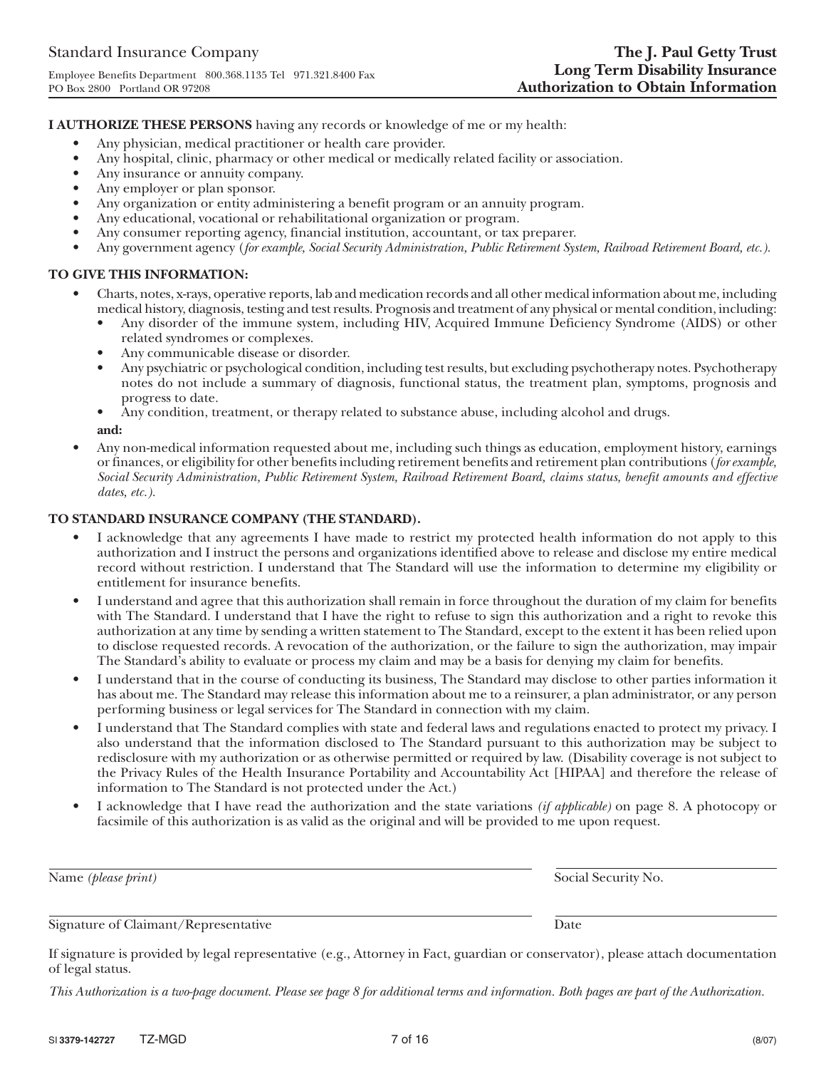Standard Insurance Company

Employee Benefits Department 800.368.1135 Tel 971.321.8400 Fax
PO Box 2800 Portland OR 97208

**The J. Paul Getty Trust**
**Long Term Disability Insurance**
**Authorization to Obtain Information**

**I AUTHORIZE THESE PERSONS** having any records or knowledge of me or my health:

- Any physician, medical practitioner or health care provider.
- Any hospital, clinic, pharmacy or other medical or medically related facility or association.
- Any insurance or annuity company.
- Any employer or plan sponsor.
- Any organization or entity administering a benefit program or an annuity program.
- Any educational, vocational or rehabilitational organization or program.
- Any consumer reporting agency, financial institution, accountant, or tax preparer.
- Any government agency (*for example, Social Security Administration, Public Retirement System, Railroad Retirement Board, etc.*).

**TO GIVE THIS INFORMATION:**

- Charts, notes, x-rays, operative reports, lab and medication records and all other medical information about me, including medical history, diagnosis, testing and test results. Prognosis and treatment of any physical or mental condition, including:
  - Any disorder of the immune system, including HIV, Acquired Immune Deficiency Syndrome (AIDS) or other related syndromes or complexes.
  - Any communicable disease or disorder.
  - Any psychiatric or psychological condition, including test results, but excluding psychotherapy notes. Psychotherapy notes do not include a summary of diagnosis, functional status, the treatment plan, symptoms, prognosis and progress to date.
  - Any condition, treatment, or therapy related to substance abuse, including alcohol and drugs.

  **and:**
- Any non-medical information requested about me, including such things as education, employment history, earnings or finances, or eligibility for other benefits including retirement benefits and retirement plan contributions (*for example, Social Security Administration, Public Retirement System, Railroad Retirement Board, claims status, benefit amounts and effective dates, etc.*).

**TO STANDARD INSURANCE COMPANY (THE STANDARD).**

- I acknowledge that any agreements I have made to restrict my protected health information do not apply to this authorization and I instruct the persons and organizations identified above to release and disclose my entire medical record without restriction. I understand that The Standard will use the information to determine my eligibility or entitlement for insurance benefits.
- I understand and agree that this authorization shall remain in force throughout the duration of my claim for benefits with The Standard. I understand that I have the right to refuse to sign this authorization and a right to revoke this authorization at any time by sending a written statement to The Standard, except to the extent it has been relied upon to disclose requested records. A revocation of the authorization, or the failure to sign the authorization, may impair The Standard's ability to evaluate or process my claim and may be a basis for denying my claim for benefits.
- I understand that in the course of conducting its business, The Standard may disclose to other parties information it has about me. The Standard may release this information about me to a reinsurer, a plan administrator, or any person performing business or legal services for The Standard in connection with my claim.
- I understand that The Standard complies with state and federal laws and regulations enacted to protect my privacy. I also understand that the information disclosed to The Standard pursuant to this authorization may be subject to redisclosure with my authorization or as otherwise permitted or required by law. (Disability coverage is not subject to the Privacy Rules of the Health Insurance Portability and Accountability Act [HIPAA] and therefore the release of information to The Standard is not protected under the Act.)
- I acknowledge that I have read the authorization and the state variations *(if applicable)* on page 8. A photocopy or facsimile of this authorization is as valid as the original and will be provided to me upon request.

Name *(please print)* ______________________ Social Security No. ______________________

Signature of Claimant/Representative ______________________ Date ______________________

If signature is provided by legal representative (e.g., Attorney in Fact, guardian or conservator), please attach documentation of legal status.

*This Authorization is a two-page document. Please see page 8 for additional terms and information. Both pages are part of the Authorization.*

SI 3379-142727 TZ-MGD (8/07)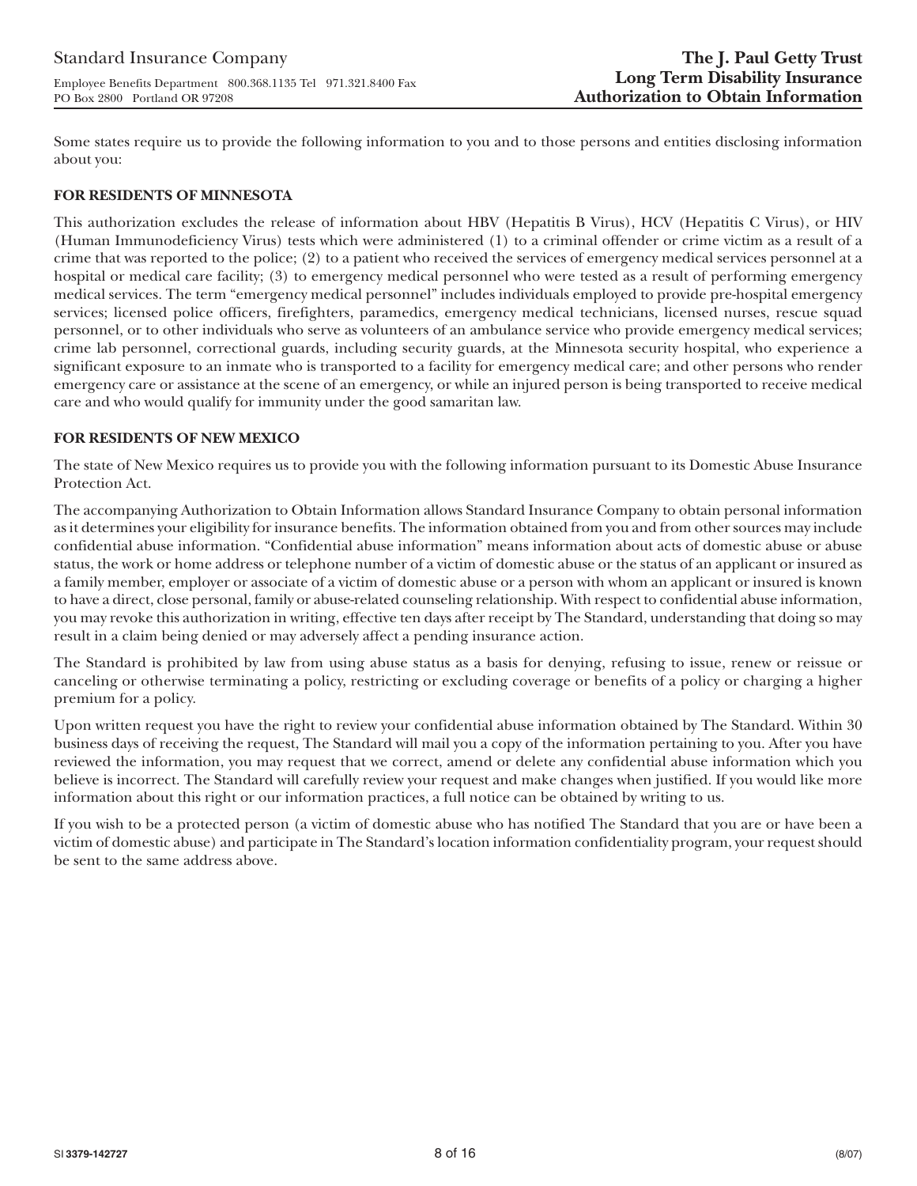Some states require us to provide the following information to you and to those persons and entities disclosing information about you:

**FOR RESIDENTS OF MINNESOTA**

This authorization excludes the release of information about HBV (Hepatitis B Virus), HCV (Hepatitis C Virus), or HIV (Human Immunodeficiency Virus) tests which were administered (1) to a criminal offender or crime victim as a result of a crime that was reported to the police; (2) to a patient who received the services of emergency medical services personnel at a hospital or medical care facility; (3) to emergency medical personnel who were tested as a result of performing emergency medical services. The term "emergency medical personnel" includes individuals employed to provide pre-hospital emergency services; licensed police officers, firefighters, paramedics, emergency medical technicians, licensed nurses, rescue squad personnel, or to other individuals who serve as volunteers of an ambulance service who provide emergency medical services; crime lab personnel, correctional guards, including security guards, at the Minnesota security hospital, who experience a significant exposure to an inmate who is transported to a facility for emergency medical care; and other persons who render emergency care or assistance at the scene of an emergency, or while an injured person is being transported to receive medical care and who would qualify for immunity under the good samaritan law.

**FOR RESIDENTS OF NEW MEXICO**

The state of New Mexico requires us to provide you with the following information pursuant to its Domestic Abuse Insurance Protection Act.

The accompanying Authorization to Obtain Information allows Standard Insurance Company to obtain personal information as it determines your eligibility for insurance benefits. The information obtained from you and from other sources may include confidential abuse information. "Confidential abuse information" means information about acts of domestic abuse or abuse status, the work or home address or telephone number of a victim of domestic abuse or the status of an applicant or insured as a family member, employer or associate of a victim of domestic abuse or a person with whom an applicant or insured is known to have a direct, close personal, family or abuse-related counseling relationship. With respect to confidential abuse information, you may revoke this authorization in writing, effective ten days after receipt by The Standard, understanding that doing so may result in a claim being denied or may adversely affect a pending insurance action.

The Standard is prohibited by law from using abuse status as a basis for denying, refusing to issue, renew or reissue or canceling or otherwise terminating a policy, restricting or excluding coverage or benefits of a policy or charging a higher premium for a policy.

Upon written request you have the right to review your confidential abuse information obtained by The Standard. Within 30 business days of receiving the request, The Standard will mail you a copy of the information pertaining to you. After you have reviewed the information, you may request that we correct, amend or delete any confidential abuse information which you believe is incorrect. The Standard will carefully review your request and make changes when justified. If you would like more information about this right or our information practices, a full notice can be obtained by writing to us.

If you wish to be a protected person (a victim of domestic abuse who has notified The Standard that you are or have been a victim of domestic abuse) and participate in The Standard's location information confidentiality program, your request should be sent to the same address above.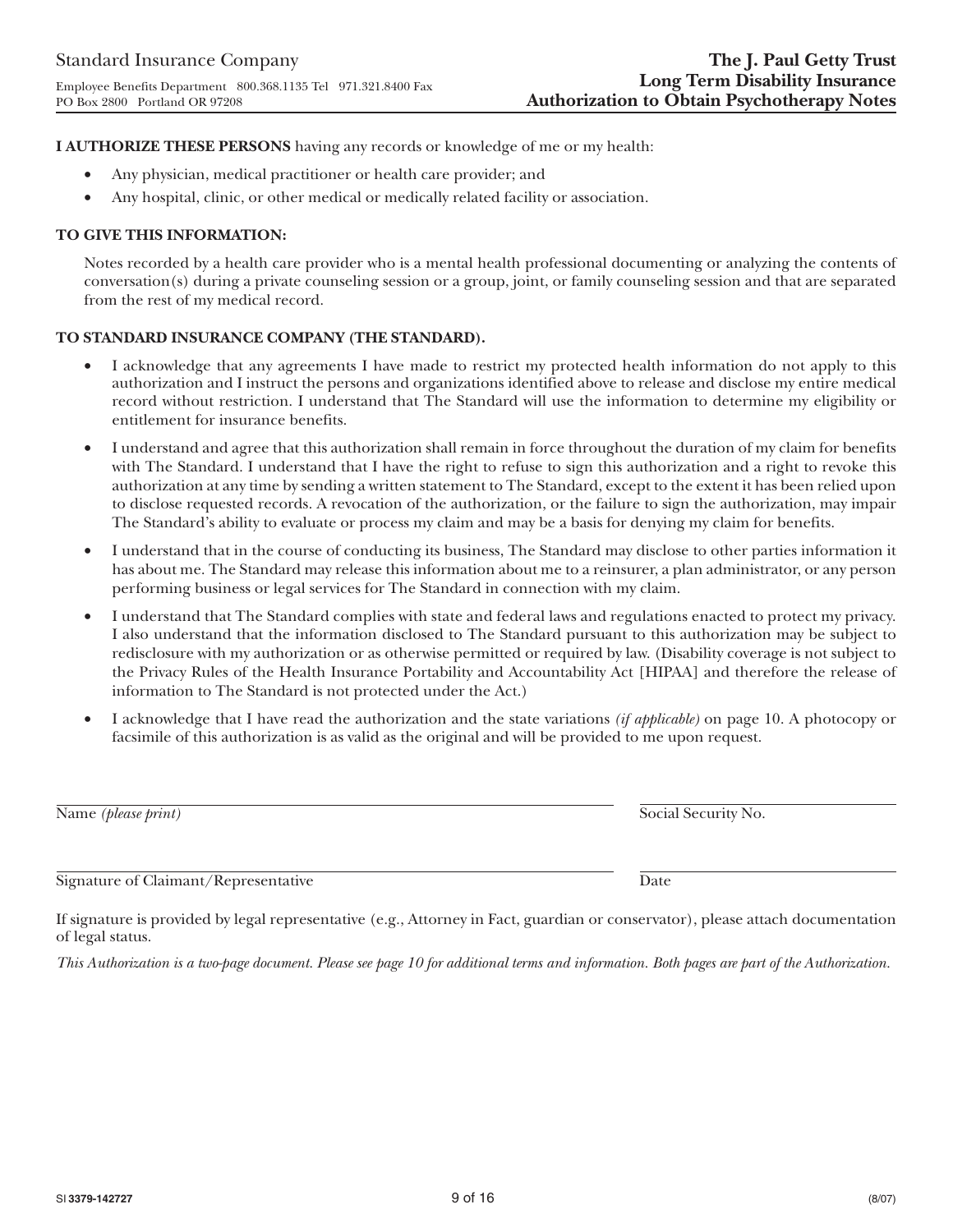Standard Insurance Company

Employee Benefits Department 800.368.1135 Tel 971.321.8400 Fax
PO Box 2800 Portland OR 97208

**The J. Paul Getty Trust**
**Long Term Disability Insurance**
**Authorization to Obtain Psychotherapy Notes**

**I AUTHORIZE THESE PERSONS** having any records or knowledge of me or my health:

- Any physician, medical practitioner or health care provider; and
- Any hospital, clinic, or other medical or medically related facility or association.

**TO GIVE THIS INFORMATION:**

Notes recorded by a health care provider who is a mental health professional documenting or analyzing the contents of conversation(s) during a private counseling session or a group, joint, or family counseling session and that are separated from the rest of my medical record.

**TO STANDARD INSURANCE COMPANY (THE STANDARD).**

- I acknowledge that any agreements I have made to restrict my protected health information do not apply to this authorization and I instruct the persons and organizations identified above to release and disclose my entire medical record without restriction. I understand that The Standard will use the information to determine my eligibility or entitlement for insurance benefits.
- I understand and agree that this authorization shall remain in force throughout the duration of my claim for benefits with The Standard. I understand that I have the right to refuse to sign this authorization and a right to revoke this authorization at any time by sending a written statement to The Standard, except to the extent it has been relied upon to disclose requested records. A revocation of the authorization, or the failure to sign the authorization, may impair The Standard's ability to evaluate or process my claim and may be a basis for denying my claim for benefits.
- I understand that in the course of conducting its business, The Standard may disclose to other parties information it has about me. The Standard may release this information about me to a reinsurer, a plan administrator, or any person performing business or legal services for The Standard in connection with my claim.
- I understand that The Standard complies with state and federal laws and regulations enacted to protect my privacy. I also understand that the information disclosed to The Standard pursuant to this authorization may be subject to redisclosure with my authorization or as otherwise permitted or required by law. (Disability coverage is not subject to the Privacy Rules of the Health Insurance Portability and Accountability Act [HIPAA] and therefore the release of information to The Standard is not protected under the Act.)
- I acknowledge that I have read the authorization and the state variations *(if applicable)* on page 10. A photocopy or facsimile of this authorization is as valid as the original and will be provided to me upon request.

______________________________________ ____________________
Name *(please print)* Social Security No.

______________________________________ ____________________
Signature of Claimant/Representative Date

If signature is provided by legal representative (e.g., Attorney in Fact, guardian or conservator), please attach documentation of legal status.

*This Authorization is a two-page document. Please see page 10 for additional terms and information. Both pages are part of the Authorization.*

SI **3379-142727** (8/07)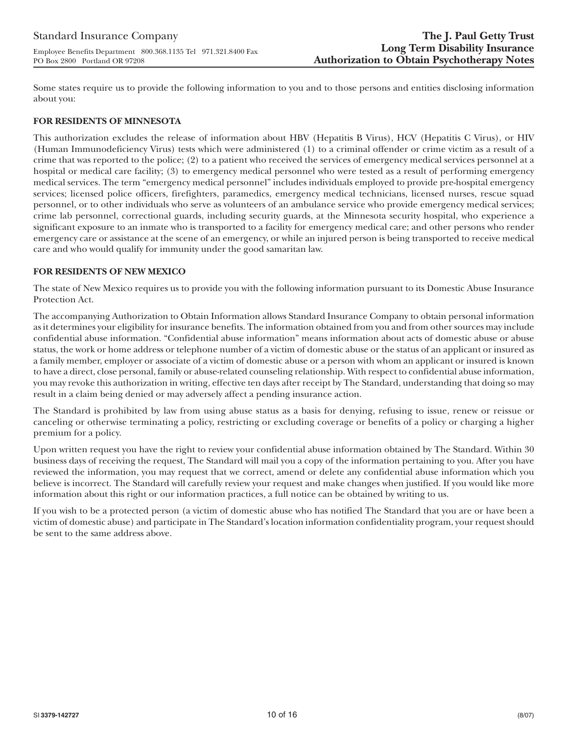Some states require us to provide the following information to you and to those persons and entities disclosing information about you:

**FOR RESIDENTS OF MINNESOTA**

This authorization excludes the release of information about HBV (Hepatitis B Virus), HCV (Hepatitis C Virus), or HIV (Human Immunodeficiency Virus) tests which were administered (1) to a criminal offender or crime victim as a result of a crime that was reported to the police; (2) to a patient who received the services of emergency medical services personnel at a hospital or medical care facility; (3) to emergency medical personnel who were tested as a result of performing emergency medical services. The term "emergency medical personnel" includes individuals employed to provide pre-hospital emergency services; licensed police officers, firefighters, paramedics, emergency medical technicians, licensed nurses, rescue squad personnel, or to other individuals who serve as volunteers of an ambulance service who provide emergency medical services; crime lab personnel, correctional guards, including security guards, at the Minnesota security hospital, who experience a significant exposure to an inmate who is transported to a facility for emergency medical care; and other persons who render emergency care or assistance at the scene of an emergency, or while an injured person is being transported to receive medical care and who would qualify for immunity under the good samaritan law.

**FOR RESIDENTS OF NEW MEXICO**

The state of New Mexico requires us to provide you with the following information pursuant to its Domestic Abuse Insurance Protection Act.

The accompanying Authorization to Obtain Information allows Standard Insurance Company to obtain personal information as it determines your eligibility for insurance benefits. The information obtained from you and from other sources may include confidential abuse information. "Confidential abuse information" means information about acts of domestic abuse or abuse status, the work or home address or telephone number of a victim of domestic abuse or the status of an applicant or insured as a family member, employer or associate of a victim of domestic abuse or a person with whom an applicant or insured is known to have a direct, close personal, family or abuse-related counseling relationship. With respect to confidential abuse information, you may revoke this authorization in writing, effective ten days after receipt by The Standard, understanding that doing so may result in a claim being denied or may adversely affect a pending insurance action.

The Standard is prohibited by law from using abuse status as a basis for denying, refusing to issue, renew or reissue or canceling or otherwise terminating a policy, restricting or excluding coverage or benefits of a policy or charging a higher premium for a policy.

Upon written request you have the right to review your confidential abuse information obtained by The Standard. Within 30 business days of receiving the request, The Standard will mail you a copy of the information pertaining to you. After you have reviewed the information, you may request that we correct, amend or delete any confidential abuse information which you believe is incorrect. The Standard will carefully review your request and make changes when justified. If you would like more information about this right or our information practices, a full notice can be obtained by writing to us.

If you wish to be a protected person (a victim of domestic abuse who has notified The Standard that you are or have been a victim of domestic abuse) and participate in The Standard's location information confidentiality program, your request should be sent to the same address above.

SI **3379-142727** (8/07)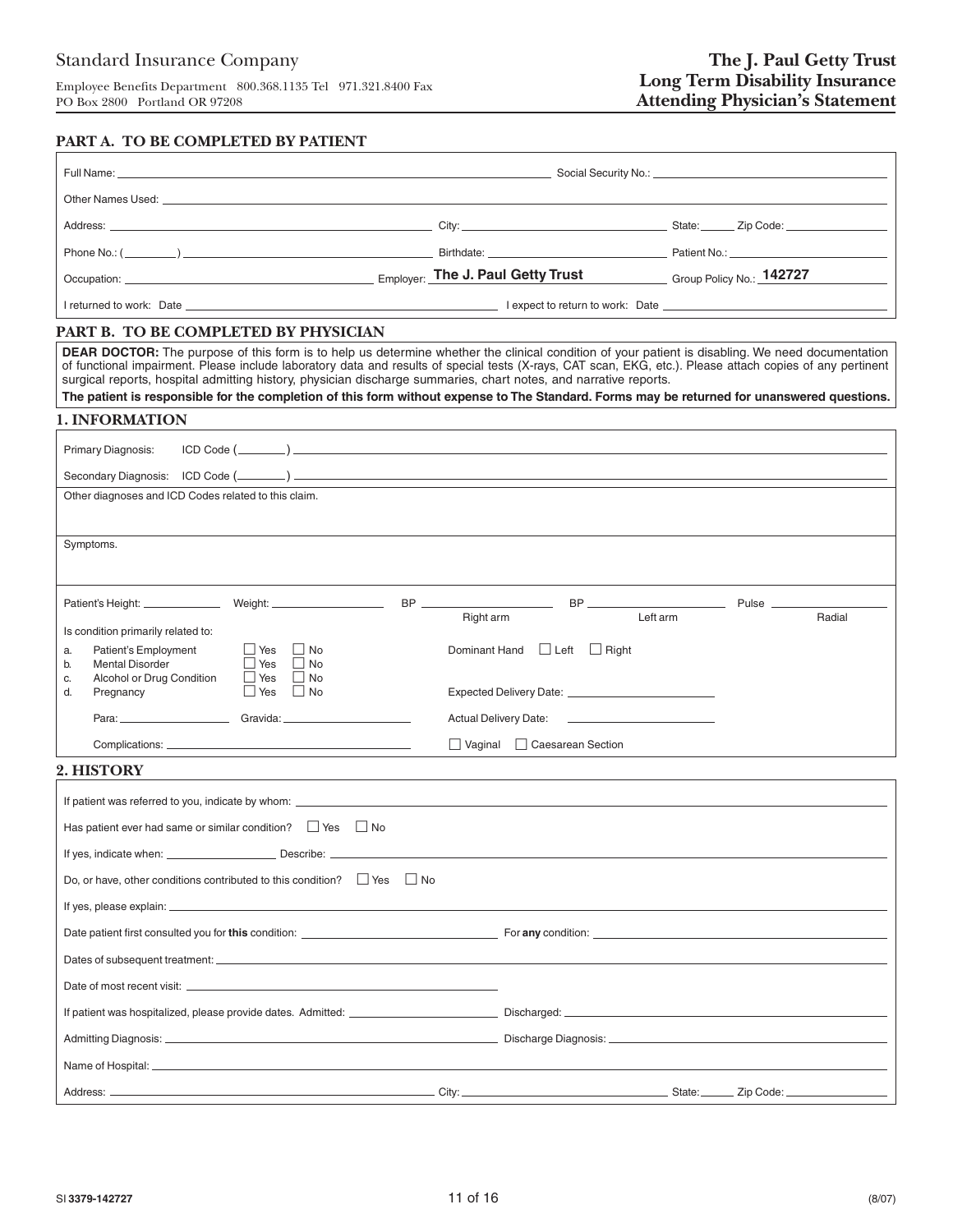Standard Insurance Company

Employee Benefits Department 800.368.1135 Tel 971.321.8400 Fax
PO Box 2800 Portland OR 97208

**The J. Paul Getty Trust**
**Long Term Disability Insurance**
**Attending Physician's Statement**

## PART A. TO BE COMPLETED BY PATIENT

Full Name: ______________________ Social Security No.: ______________________

Other Names Used: ______________________

Address: ______________________ City: ______________________ State: ______ Zip Code: ______________________

Phone No.: ( ________ ) ______________________ Birthdate: ______________________ Patient No.: ______________________

Occupation: ______________________ Employer: **The J. Paul Getty Trust** Group Policy No.: **142727**

I returned to work: Date ______________________ I expect to return to work: Date ______________________

## PART B. TO BE COMPLETED BY PHYSICIAN

**DEAR DOCTOR:** The purpose of this form is to help us determine whether the clinical condition of your patient is disabling. We need documentation of functional impairment. Please include laboratory data and results of special tests (X-rays, CAT scan, EKG, etc.). Please attach copies of any pertinent surgical reports, hospital admitting history, physician discharge summaries, chart notes, and narrative reports.

**The patient is responsible for the completion of this form without expense to The Standard. Forms may be returned for unanswered questions.**

### 1. INFORMATION

Primary Diagnosis: ICD Code ( ________ ) ______________________

Secondary Diagnosis: ICD Code ( ________ ) ______________________

Other diagnoses and ICD Codes related to this claim.

Symptoms.

Patient's Height: ____________ Weight: ____________ BP ____________ (Right arm) BP ____________ (Left arm) Pulse ____________ (Radial)

Is condition primarily related to:

a. Patient's Employment ☐ Yes ☐ No
b. Mental Disorder ☐ Yes ☐ No
c. Alcohol or Drug Condition ☐ Yes ☐ No
d. Pregnancy ☐ Yes ☐ No

Para: ____________ Gravida: ____________

Complications: ______________________

Dominant Hand ☐ Left ☐ Right

Expected Delivery Date: ______________________

Actual Delivery Date: ______________________

☐ Vaginal ☐ Caesarean Section

### 2. HISTORY

If patient was referred to you, indicate by whom: ______________________

Has patient ever had same or similar condition? ☐ Yes ☐ No

If yes, indicate when: ____________ Describe: ______________________

Do, or have, other conditions contributed to this condition? ☐ Yes ☐ No

If yes, please explain: ______________________

Date patient first consulted you for **this** condition: ______________________ For **any** condition: ______________________

Dates of subsequent treatment: ______________________

Date of most recent visit: ______________________

If patient was hospitalized, please provide dates. Admitted: ______________________ Discharged: ______________________

Admitting Diagnosis: ______________________ Discharge Diagnosis: ______________________

Name of Hospital: ______________________

Address: ______________________ City: ______________________ State: ______ Zip Code: ______________________

SI **3379-142727** (8/07)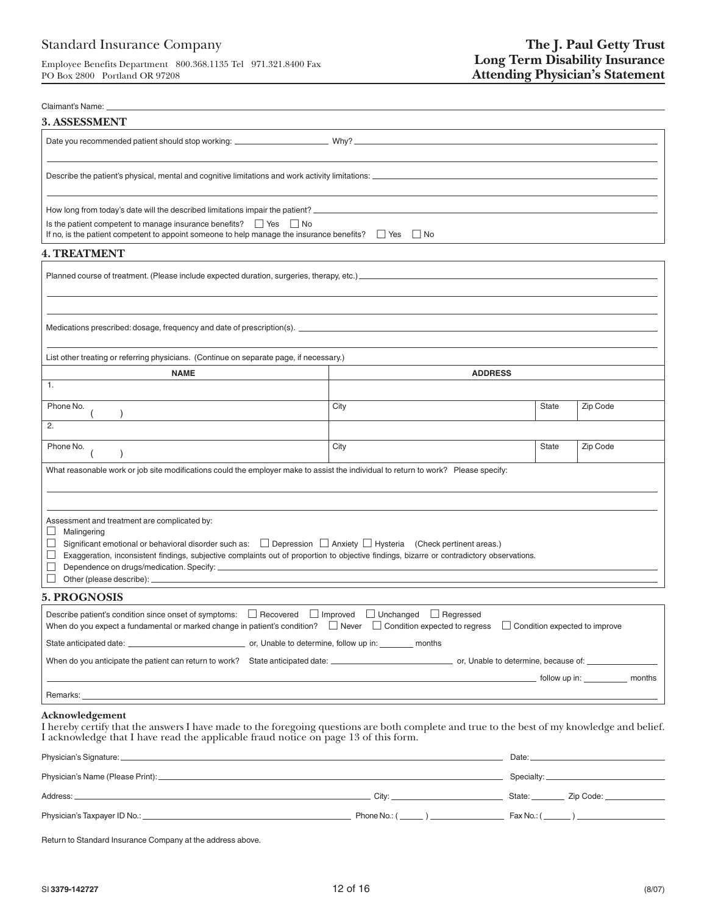Standard Insurance Company

Employee Benefits Department 800.368.1135 Tel 971.321.8400 Fax
PO Box 2800 Portland OR 97208

**The J. Paul Getty Trust**
**Long Term Disability Insurance**
**Attending Physician's Statement**

Claimant's Name: ______________________________

## 3. ASSESSMENT

Date you recommended patient should stop working: ____________ Why? ______________________________

Describe the patient's physical, mental and cognitive limitations and work activity limitations: ______________________________

How long from today's date will the described limitations impair the patient? ______________________________

Is the patient competent to manage insurance benefits? ☐ Yes ☐ No
If no, is the patient competent to appoint someone to help manage the insurance benefits? ☐ Yes ☐ No

## 4. TREATMENT

Planned course of treatment. (Please include expected duration, surgeries, therapy, etc.) ______________________________

Medications prescribed: dosage, frequency and date of prescription(s). ______________________________

List other treating or referring physicians. (Continue on separate page, if necessary.)

| NAME | ADDRESS | | |
|---|---|---|---|
| 1. | | | |
| Phone No. ( ) | City | State | Zip Code |
| 2. | | | |
| Phone No. ( ) | City | State | Zip Code |

What reasonable work or job site modifications could the employer make to assist the individual to return to work? Please specify:

______________________________

Assessment and treatment are complicated by:

- ☐ Malingering
- ☐ Significant emotional or behavioral disorder such as: ☐ Depression ☐ Anxiety ☐ Hysteria (Check pertinent areas.)
- ☐ Exaggeration, inconsistent findings, subjective complaints out of proportion to objective findings, bizarre or contradictory observations.
- ☐ Dependence on drugs/medication. Specify: ______________________________
- ☐ Other (please describe): ______________________________

## 5. PROGNOSIS

Describe patient's condition since onset of symptoms: ☐ Recovered ☐ Improved ☐ Unchanged ☐ Regressed
When do you expect a fundamental or marked change in patient's condition? ☐ Never ☐ Condition expected to regress ☐ Condition expected to improve

State anticipated date: ____________ or, Unable to determine, follow up in: ______ months

When do you anticipate the patient can return to work? State anticipated date: ____________ or, Unable to determine, because of: ______________________________ follow up in: ______ months

Remarks: ______________________________

### Acknowledgement

I hereby certify that the answers I have made to the foregoing questions are both complete and true to the best of my knowledge and belief. I acknowledge that I have read the applicable fraud notice on page 13 of this form.

Physician's Signature: ______________________________ Date: ____________

Physician's Name (Please Print): ______________________________ Specialty: ____________

Address: ______________________________ City: ____________ State: ______ Zip Code: ______

Physician's Taxpayer ID No.: ____________ Phone No.: ( ) ____________ Fax No.: ( ) ____________

Return to Standard Insurance Company at the address above.

SI **3379-142727** (8/07)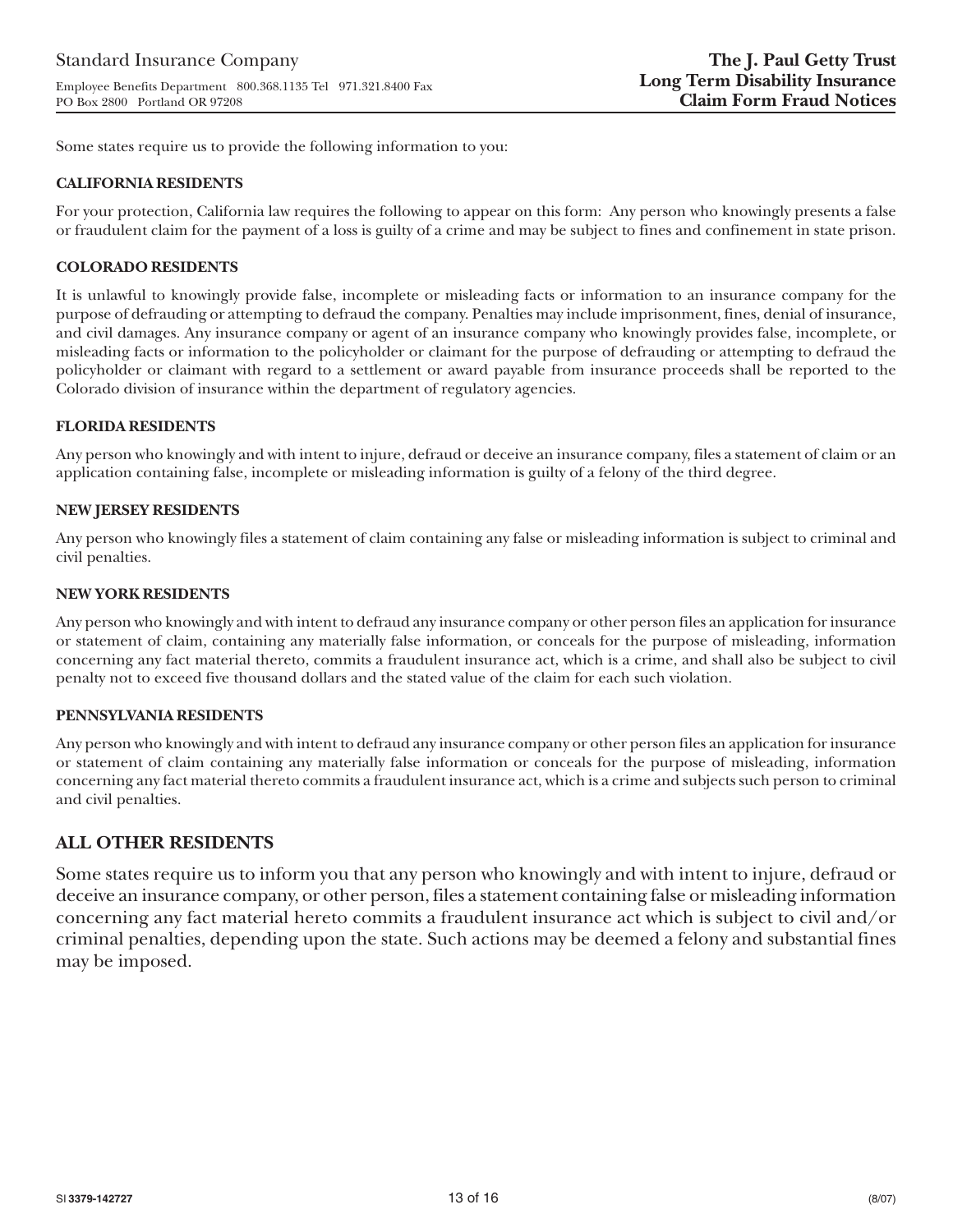Standard Insurance Company

Employee Benefits Department 800.368.1135 Tel 971.321.8400 Fax
PO Box 2800 Portland OR 97208

**The J. Paul Getty Trust**
**Long Term Disability Insurance**
**Claim Form Fraud Notices**

Some states require us to provide the following information to you:

**CALIFORNIA RESIDENTS**

For your protection, California law requires the following to appear on this form: Any person who knowingly presents a false or fraudulent claim for the payment of a loss is guilty of a crime and may be subject to fines and confinement in state prison.

**COLORADO RESIDENTS**

It is unlawful to knowingly provide false, incomplete or misleading facts or information to an insurance company for the purpose of defrauding or attempting to defraud the company. Penalties may include imprisonment, fines, denial of insurance, and civil damages. Any insurance company or agent of an insurance company who knowingly provides false, incomplete, or misleading facts or information to the policyholder or claimant for the purpose of defrauding or attempting to defraud the policyholder or claimant with regard to a settlement or award payable from insurance proceeds shall be reported to the Colorado division of insurance within the department of regulatory agencies.

**FLORIDA RESIDENTS**

Any person who knowingly and with intent to injure, defraud or deceive an insurance company, files a statement of claim or an application containing false, incomplete or misleading information is guilty of a felony of the third degree.

**NEW JERSEY RESIDENTS**

Any person who knowingly files a statement of claim containing any false or misleading information is subject to criminal and civil penalties.

**NEW YORK RESIDENTS**

Any person who knowingly and with intent to defraud any insurance company or other person files an application for insurance or statement of claim, containing any materially false information, or conceals for the purpose of misleading, information concerning any fact material thereto, commits a fraudulent insurance act, which is a crime, and shall also be subject to civil penalty not to exceed five thousand dollars and the stated value of the claim for each such violation.

**PENNSYLVANIA RESIDENTS**

Any person who knowingly and with intent to defraud any insurance company or other person files an application for insurance or statement of claim containing any materially false information or conceals for the purpose of misleading, information concerning any fact material thereto commits a fraudulent insurance act, which is a crime and subjects such person to criminal and civil penalties.

## ALL OTHER RESIDENTS

Some states require us to inform you that any person who knowingly and with intent to injure, defraud or deceive an insurance company, or other person, files a statement containing false or misleading information concerning any fact material hereto commits a fraudulent insurance act which is subject to civil and/or criminal penalties, depending upon the state. Such actions may be deemed a felony and substantial fines may be imposed.

SI **3379-142727** (8/07)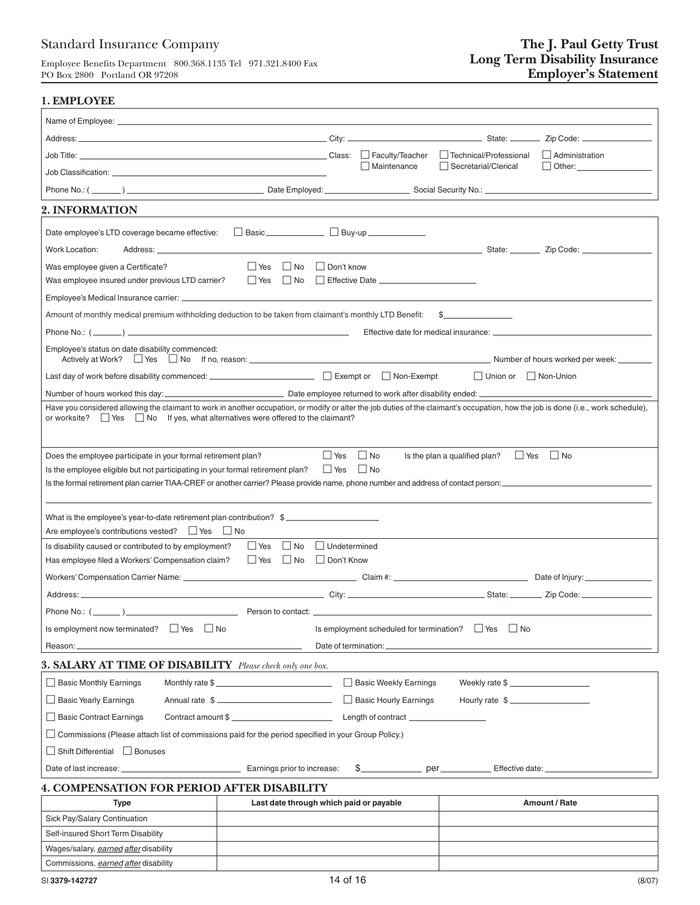Standard Insurance Company

Employee Benefits Department 800.368.1135 Tel 971.321.8400 Fax
PO Box 2800 Portland OR 97208

**The J. Paul Getty Trust**
**Long Term Disability Insurance**
**Employer's Statement**

## 1. EMPLOYEE

Name of Employee: ______________________________

Address: ______________________________ City: ______________ State: ______ Zip Code: ______________

Job Title: ______________________________ Class: ☐ Faculty/Teacher ☐ Technical/Professional ☐ Administration ☐ Maintenance ☐ Secretarial/Clerical ☐ Other: ______________

Job Classification: ______________________________

Phone No.: ( ______ ) ______________ Date Employed: ______________ Social Security No.: ______________

## 2. INFORMATION

Date employee's LTD coverage became effective: ☐ Basic ______________ ☐ Buy-up ______________

Work Location: Address: ______________________________ State: ______ Zip Code: ______________

Was employee given a Certificate? ☐ Yes ☐ No ☐ Don't know

Was employee insured under previous LTD carrier? ☐ Yes ☐ No ☐ Effective Date ______________

Employee's Medical Insurance carrier: ______________________________

Amount of monthly medical premium withholding deduction to be taken from claimant's monthly LTD Benefit: $______________

Phone No.: ( ______ ) ______________ Effective date for medical insurance: ______________

Employee's status on date disability commenced:
Actively at Work? ☐ Yes ☐ No If no, reason: ______________ Number of hours worked per week: ______

Last day of work before disability commenced: ______________ ☐ Exempt or ☐ Non-Exempt ☐ Union or ☐ Non-Union

Number of hours worked this day: ______________ Date employee returned to work after disability ended: ______________

Have you considered allowing the claimant to work in another occupation, or modify or alter the job duties of the claimant's occupation, how the job is done (i.e., work schedule), or worksite? ☐ Yes ☐ No If yes, what alternatives were offered to the claimant?

______________________________

Does the employee participate in your formal retirement plan? ☐ Yes ☐ No Is the plan a qualified plan? ☐ Yes ☐ No

Is the employee eligible but not participating in your formal retirement plan? ☐ Yes ☐ No

Is the formal retirement plan carrier TIAA-CREF or another carrier? Please provide name, phone number and address of contact person: ______________________________

______________________________

What is the employee's year-to-date retirement plan contribution? $______________

Are employee's contributions vested? ☐ Yes ☐ No

Is disability caused or contributed to by employment? ☐ Yes ☐ No ☐ Undetermined

Has employee filed a Workers' Compensation claim? ☐ Yes ☐ No ☐ Don't Know

Workers' Compensation Carrier Name: ______________ Claim #: ______________ Date of Injury: ______________

Address: ______________________________ City: ______________ State: ______ Zip Code: ______________

Phone No.: ( ______ ) ______________ Person to contact: ______________

Is employment now terminated? ☐ Yes ☐ No Is employment scheduled for termination? ☐ Yes ☐ No

Reason: ______________ Date of termination: ______________

## 3. SALARY AT TIME OF DISABILITY *Please check only one box.*

☐ Basic Monthly Earnings Monthly rate $______________ ☐ Basic Weekly Earnings Weekly rate $______________

☐ Basic Yearly Earnings Annual rate $______________ ☐ Basic Hourly Earnings Hourly rate $______________

☐ Basic Contract Earnings Contract amount $______________ Length of contract ______________

☐ Commissions (Please attach list of commissions paid for the period specified in your Group Policy.)

☐ Shift Differential ☐ Bonuses

Date of last increase: ______________ Earnings prior to increase: $______________ per ______________ Effective date: ______________

## 4. COMPENSATION FOR PERIOD AFTER DISABILITY

| Type | Last date through which paid or payable | Amount / Rate |
|---|---|---|
| Sick Pay/Salary Continuation | | |
| Self-insured Short Term Disability | | |
| Wages/salary, *earned after* disability | | |
| Commissions, *earned after* disability | | |

SI **3379-142727** (8/07)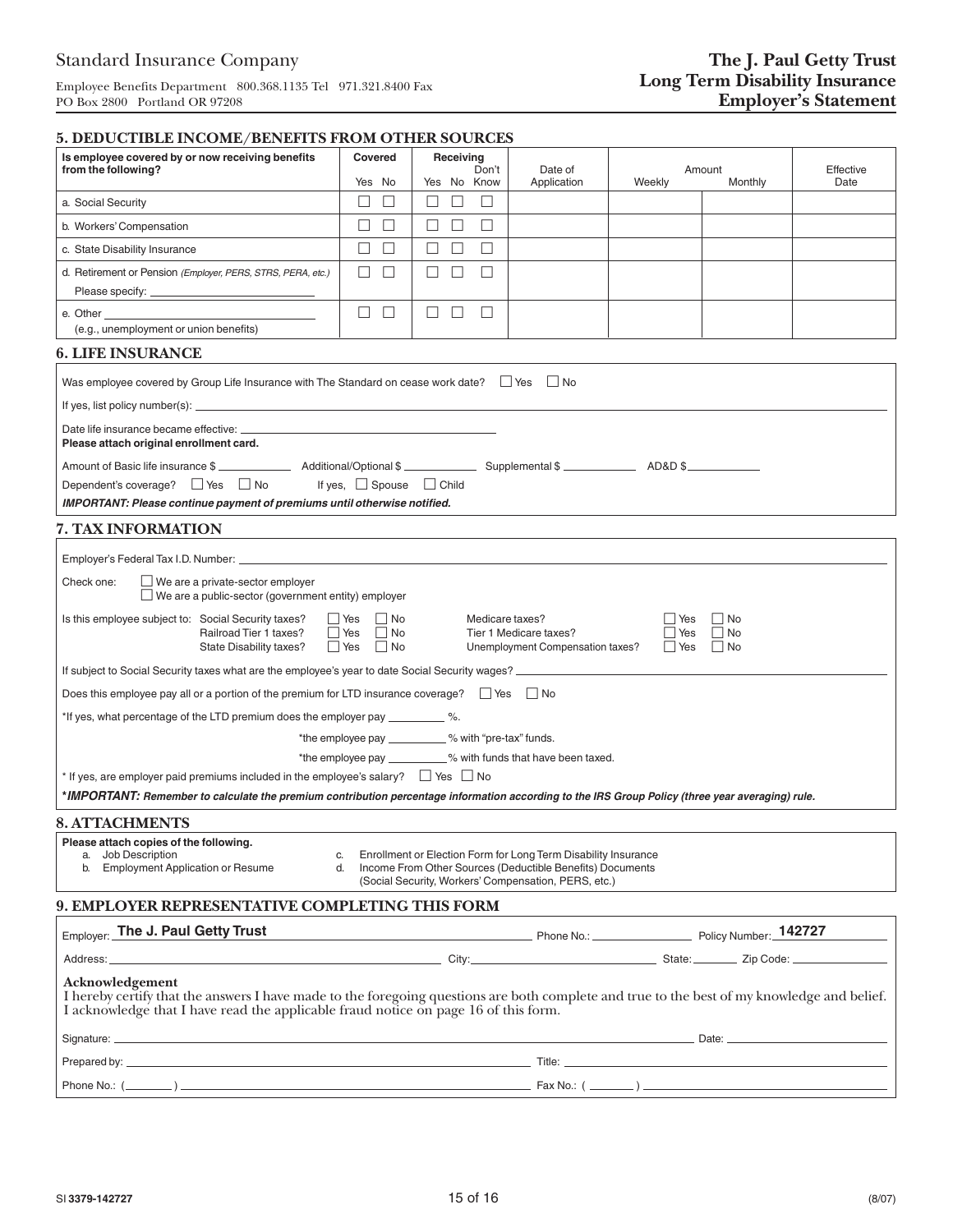Standard Insurance Company

Employee Benefits Department 800.368.1135 Tel 971.321.8400 Fax
PO Box 2800 Portland OR 97208

**The J. Paul Getty Trust**
**Long Term Disability Insurance**
**Employer's Statement**

## 5. DEDUCTIBLE INCOME/BENEFITS FROM OTHER SOURCES

| Is employee covered by or now receiving benefits from the following? | Covered | | Receiving | | | Date of Application | Amount | | Effective Date |
|---|---|---|---|---|---|---|---|---|---|
| | Yes | No | Yes | No | Don't Know | | Weekly | Monthly | |
| a. Social Security | ☐ | ☐ | ☐ | ☐ | ☐ | | | | |
| b. Workers' Compensation | ☐ | ☐ | ☐ | ☐ | ☐ | | | | |
| c. State Disability Insurance | ☐ | ☐ | ☐ | ☐ | ☐ | | | | |
| d. Retirement or Pension *(Employer, PERS, STRS, PERA, etc.)* Please specify: ______ | ☐ | ☐ | ☐ | ☐ | ☐ | | | | |
| e. Other ______ (e.g., unemployment or union benefits) | ☐ | ☐ | ☐ | ☐ | ☐ | | | | |

## 6. LIFE INSURANCE

Was employee covered by Group Life Insurance with The Standard on cease work date? ☐ Yes ☐ No

If yes, list policy number(s): ______

Date life insurance became effective: ______

**Please attach original enrollment card.**

Amount of Basic life insurance $ ______ Additional/Optional $ ______ Supplemental $ ______ AD&D $ ______

Dependent's coverage? ☐ Yes ☐ No If yes, ☐ Spouse ☐ Child

***IMPORTANT: Please continue payment of premiums until otherwise notified.***

## 7. TAX INFORMATION

Employer's Federal Tax I.D. Number: ______

Check one: ☐ We are a private-sector employer
☐ We are a public-sector (government entity) employer

Is this employee subject to:
- Social Security taxes? ☐ Yes ☐ No
- Railroad Tier 1 taxes? ☐ Yes ☐ No
- State Disability taxes? ☐ Yes ☐ No
- Medicare taxes? ☐ Yes ☐ No
- Tier 1 Medicare taxes? ☐ Yes ☐ No
- Unemployment Compensation taxes? ☐ Yes ☐ No

If subject to Social Security taxes what are the employee's year to date Social Security wages? ______

Does this employee pay all or a portion of the premium for LTD insurance coverage? ☐ Yes ☐ No

*If yes, what percentage of the LTD premium does the employer pay ______ %.

*the employee pay ______ % with "pre-tax" funds.

*the employee pay ______ % with funds that have been taxed.

* If yes, are employer paid premiums included in the employee's salary? ☐ Yes ☐ No

***IMPORTANT: Remember to calculate the premium contribution percentage information according to the IRS Group Policy (three year averaging) rule.***

## 8. ATTACHMENTS

**Please attach copies of the following.**

a. Job Description
b. Employment Application or Resume
c. Enrollment or Election Form for Long Term Disability Insurance
d. Income From Other Sources (Deductible Benefits) Documents (Social Security, Workers' Compensation, PERS, etc.)

## 9. EMPLOYER REPRESENTATIVE COMPLETING THIS FORM

Employer: **The J. Paul Getty Trust** Phone No.: ______ Policy Number: **142727**

Address: ______ City: ______ State: ______ Zip Code: ______

**Acknowledgement**

I hereby certify that the answers I have made to the foregoing questions are both complete and true to the best of my knowledge and belief. I acknowledge that I have read the applicable fraud notice on page 16 of this form.

Signature: ______ Date: ______

Prepared by: ______ Title: ______

Phone No.: ( ) ______ Fax No.: ( ) ______

SI **3379-142727** (8/07)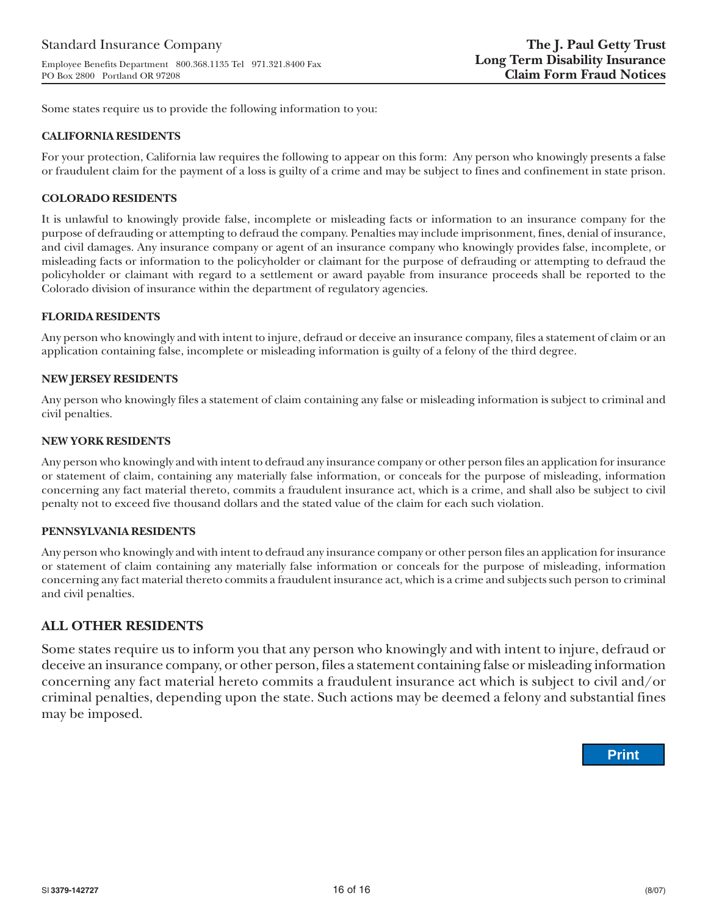Standard Insurance Company

Employee Benefits Department 800.368.1135 Tel 971.321.8400 Fax
PO Box 2800 Portland OR 97208

**The J. Paul Getty Trust**
**Long Term Disability Insurance**
**Claim Form Fraud Notices**

Some states require us to provide the following information to you:

### CALIFORNIA RESIDENTS

For your protection, California law requires the following to appear on this form: Any person who knowingly presents a false or fraudulent claim for the payment of a loss is guilty of a crime and may be subject to fines and confinement in state prison.

### COLORADO RESIDENTS

It is unlawful to knowingly provide false, incomplete or misleading facts or information to an insurance company for the purpose of defrauding or attempting to defraud the company. Penalties may include imprisonment, fines, denial of insurance, and civil damages. Any insurance company or agent of an insurance company who knowingly provides false, incomplete, or misleading facts or information to the policyholder or claimant for the purpose of defrauding or attempting to defraud the policyholder or claimant with regard to a settlement or award payable from insurance proceeds shall be reported to the Colorado division of insurance within the department of regulatory agencies.

### FLORIDA RESIDENTS

Any person who knowingly and with intent to injure, defraud or deceive an insurance company, files a statement of claim or an application containing false, incomplete or misleading information is guilty of a felony of the third degree.

### NEW JERSEY RESIDENTS

Any person who knowingly files a statement of claim containing any false or misleading information is subject to criminal and civil penalties.

### NEW YORK RESIDENTS

Any person who knowingly and with intent to defraud any insurance company or other person files an application for insurance or statement of claim, containing any materially false information, or conceals for the purpose of misleading, information concerning any fact material thereto, commits a fraudulent insurance act, which is a crime, and shall also be subject to civil penalty not to exceed five thousand dollars and the stated value of the claim for each such violation.

### PENNSYLVANIA RESIDENTS

Any person who knowingly and with intent to defraud any insurance company or other person files an application for insurance or statement of claim containing any materially false information or conceals for the purpose of misleading, information concerning any fact material thereto commits a fraudulent insurance act, which is a crime and subjects such person to criminal and civil penalties.

## ALL OTHER RESIDENTS

Some states require us to inform you that any person who knowingly and with intent to injure, defraud or deceive an insurance company, or other person, files a statement containing false or misleading information concerning any fact material hereto commits a fraudulent insurance act which is subject to civil and/or criminal penalties, depending upon the state. Such actions may be deemed a felony and substantial fines may be imposed.

Print

SI **3379-142727** (8/07)